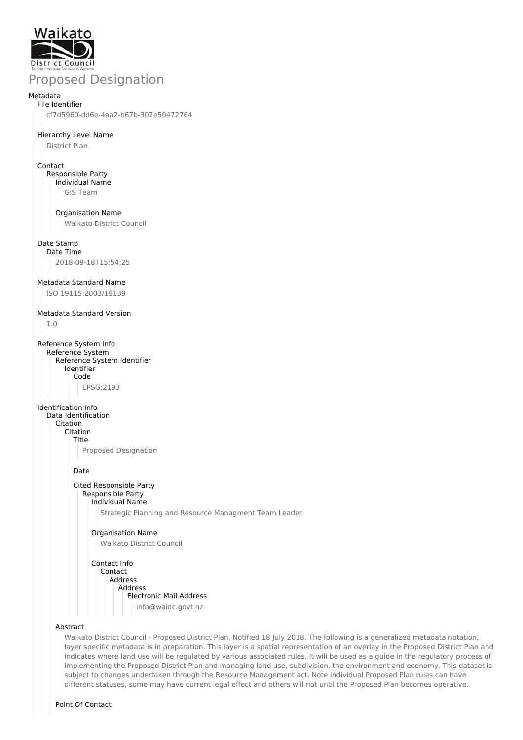# Proposed Designation

## Metadata

### File Identifier

cf7d5960-dd6e-4aa2-b67b-307e50472764

### Hierarchy Level Name

District Plan

### Contact

#### Responsible Party

##### Individual Name

GIS Team

##### Organisation Name

Waikato District Council

### Date Stamp

#### Date Time

2018-09-18T15:54:25

### Metadata Standard Name

ISO 19115:2003/19139

### Metadata Standard Version

1.0

### Reference System Info

#### Reference System

##### Reference System Identifier

###### Identifier

Code

EPSG:2193

### Identification Info

#### Data Identification

##### Citation

###### Citation

Title

Proposed Designation

Date

Cited Responsible Party

Responsible Party

Individual Name

Strategic Planning and Resource Managment Team Leader

Organisation Name

Waikato District Council

Contact Info

Contact

Address

Address

Electronic Mail Address

info@waidc.govt.nz

##### Abstract

Waikato District Council - Proposed District Plan, Notified 18 July 2018. The following is a generalized metadata notation, layer specific metadata is in preparation. This layer is a spatial representation of an overlay in the Proposed District Plan and indicates where land use will be regulated by various associated rules. It will be used as a guide in the regulatory process of implementing the Proposed District Plan and managing land use, subdivision, the environment and economy. This dataset is subject to changes undertaken through the Resource Management act. Note individual Proposed Plan rules can have different statuses, some may have current legal effect and others will not until the Proposed Plan becomes operative.

##### Point Of Contact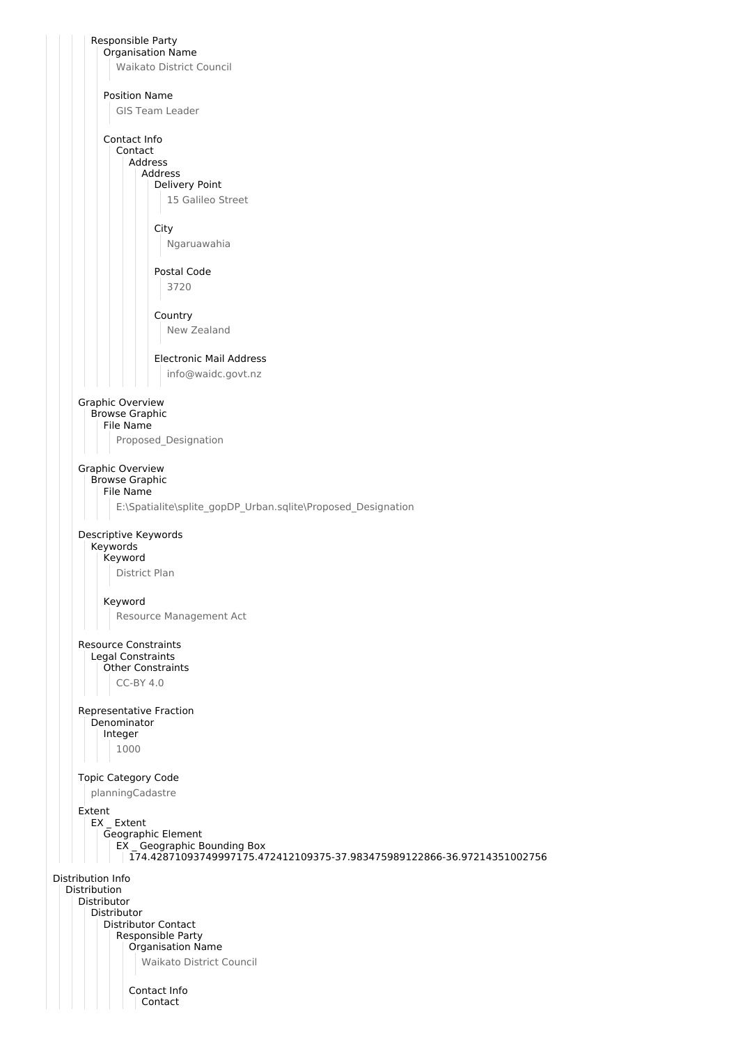Responsible Party

Organisation Name

Waikato District Council

Position Name

GIS Team Leader

Contact Info

Contact

Address

Address

Delivery Point

15 Galileo Street

City

Ngaruawahia

Postal Code

3720

Country

New Zealand

Electronic Mail Address

info@waidc.govt.nz

Graphic Overview

Browse Graphic

File Name

Proposed_Designation

Graphic Overview

Browse Graphic

File Name

E:\Spatialite\splite_gopDP_Urban.sqlite\Proposed_Designation

Descriptive Keywords

Keywords

Keyword

District Plan

Keyword

Resource Management Act

Resource Constraints

Legal Constraints

Other Constraints

CC-BY 4.0

Representative Fraction

Denominator

Integer

1000

Topic Category Code

planningCadastre

Extent

EX _ Extent

Geographic Element

EX _ Geographic Bounding Box

174.42871093749997175.472412109375-37.983475989122866-36.97214351002756

Distribution Info

Distribution

Distributor

Distributor

Distributor Contact

Responsible Party

Organisation Name

Waikato District Council

Contact Info

Contact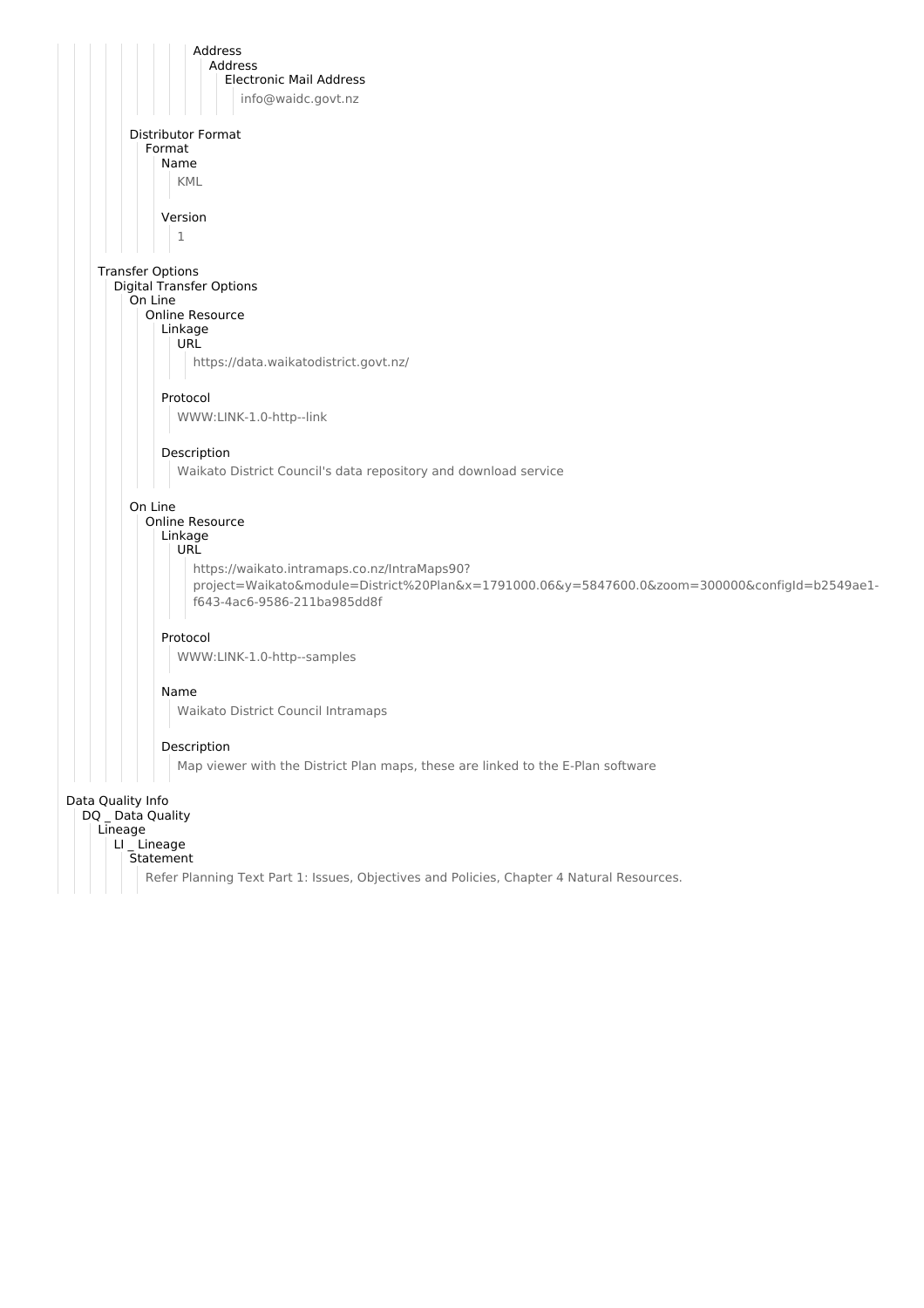Address
Address
Electronic Mail Address
info@waidc.govt.nz

Distributor Format
Format
Name
KML

Version
1

Transfer Options
Digital Transfer Options
On Line
Online Resource
Linkage
URL
https://data.waikatodistrict.govt.nz/

Protocol
WWW:LINK-1.0-http--link

Description
Waikato District Council's data repository and download service

On Line
Online Resource
Linkage
URL
https://waikato.intramaps.co.nz/IntraMaps90?project=Waikato&module=District%20Plan&x=1791000.06&y=5847600.0&zoom=300000&configId=b2549ae1-f643-4ac6-9586-211ba985dd8f

Protocol
WWW:LINK-1.0-http--samples

Name
Waikato District Council Intramaps

Description
Map viewer with the District Plan maps, these are linked to the E-Plan software

Data Quality Info
DQ _ Data Quality
Lineage
LI _ Lineage
Statement
Refer Planning Text Part 1: Issues, Objectives and Policies, Chapter 4 Natural Resources.